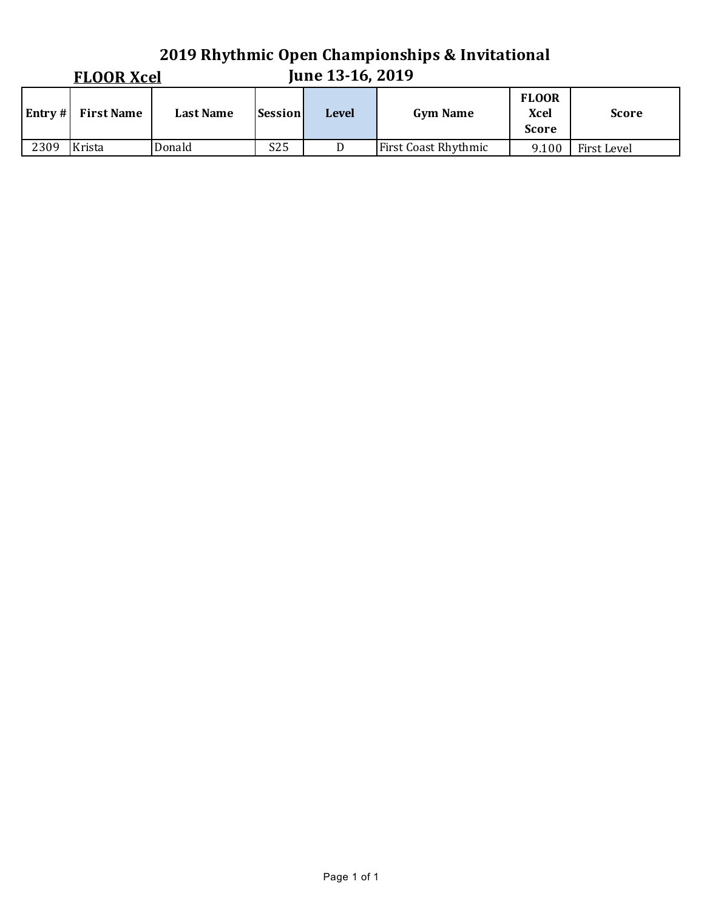# 2019 Rhythmic Open Championships & Invitational

## FLOOR Xcel

June 13-16, 2019

| Entry # | First Name | Last Name | Session | Level | Gym Name | FLOOR Xcel Score | Score |
|---|---|---|---|---|---|---|---|
| 2309 | Krista | Donald | S25 | D | First Coast Rhythmic | 9.100 | First Level |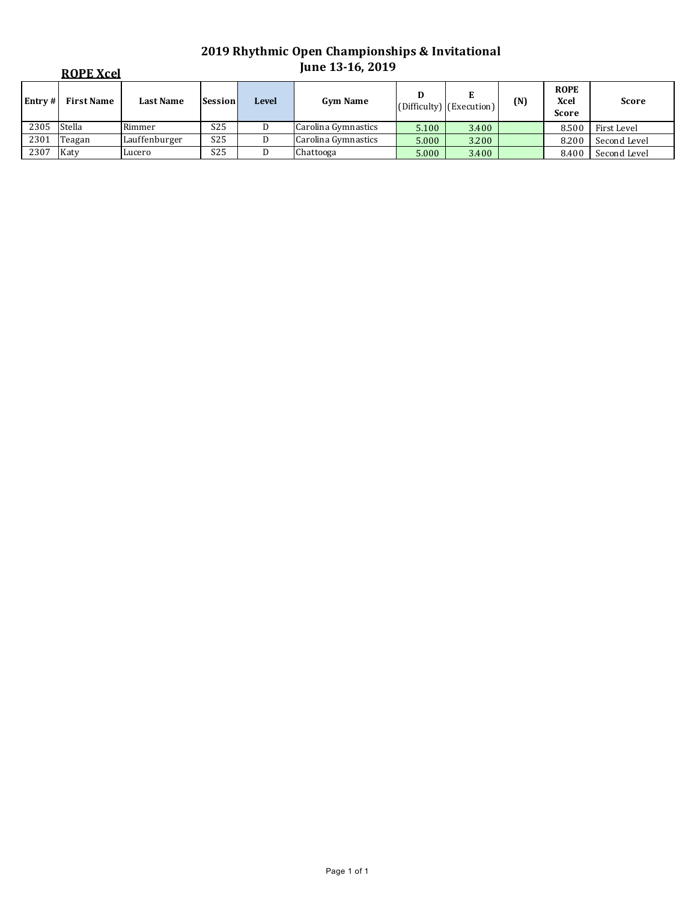# 2019 Rhythmic Open Championships & Invitational
## June 13-16, 2019

**ROPE Xcel**

| Entry # | First Name | Last Name | Session | Level | Gym Name | D (Difficulty) | E (Execution) | (N) | ROPE Xcel Score | Score |
|---|---|---|---|---|---|---|---|---|---|---|
| 2305 | Stella | Rimmer | S25 | D | Carolina Gymnastics | 5.100 | 3.400 | | 8.500 | First Level |
| 2301 | Teagan | Lauffenburger | S25 | D | Carolina Gymnastics | 5.000 | 3.200 | | 8.200 | Second Level |
| 2307 | Katy | Lucero | S25 | D | Chattooga | 5.000 | 3.400 | | 8.400 | Second Level |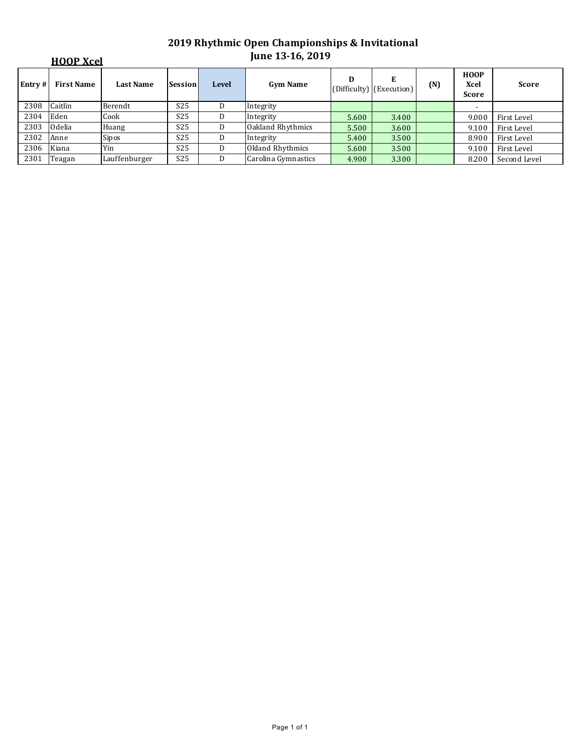# 2019 Rhythmic Open Championships & Invitational
## June 13-16, 2019

### HOOP Xcel

| Entry # | First Name | Last Name | Session | Level | Gym Name | D (Difficulty) | E (Execution) | (N) | HOOP Xcel Score | Score |
|---|---|---|---|---|---|---|---|---|---|---|
| 2308 | Caitlin | Berendt | S25 | D | Integrity | | | | - | |
| 2304 | Eden | Cook | S25 | D | Integrity | 5.600 | 3.400 | | 9.000 | First Level |
| 2303 | Odelia | Huang | S25 | D | Oakland Rhythmics | 5.500 | 3.600 | | 9.100 | First Level |
| 2302 | Anne | Sipos | S25 | D | Integrity | 5.400 | 3.500 | | 8.900 | First Level |
| 2306 | Kiana | Yin | S25 | D | Okland Rhythmics | 5.600 | 3.500 | | 9.100 | First Level |
| 2301 | Teagan | Lauffenburger | S25 | D | Carolina Gymnastics | 4.900 | 3.300 | | 8.200 | Second Level |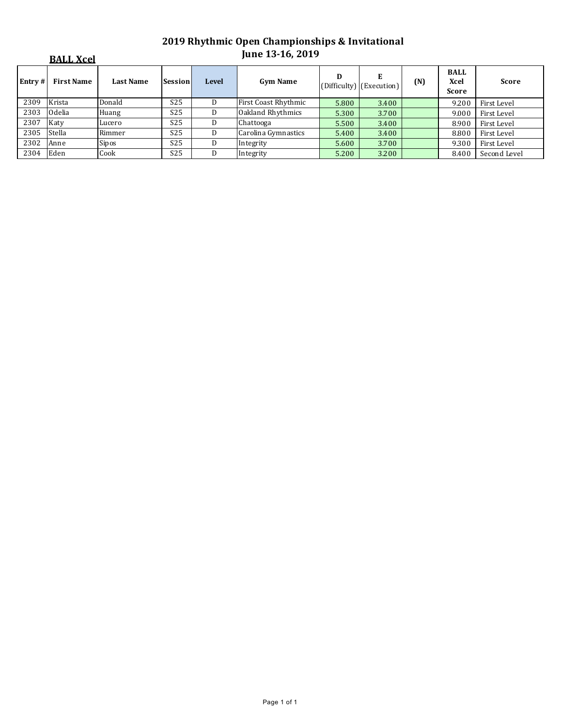# 2019 Rhythmic Open Championships & Invitational
## June 13-16, 2019

**BALL Xcel**

| Entry # | First Name | Last Name | Session | Level | Gym Name | D (Difficulty) | E (Execution) | (N) | BALL Xcel Score | Score |
|---|---|---|---|---|---|---|---|---|---|---|
| 2309 | Krista | Donald | S25 | D | First Coast Rhythmic | 5.800 | 3.400 | | 9.200 | First Level |
| 2303 | Odelia | Huang | S25 | D | Oakland Rhythmics | 5.300 | 3.700 | | 9.000 | First Level |
| 2307 | Katy | Lucero | S25 | D | Chattooga | 5.500 | 3.400 | | 8.900 | First Level |
| 2305 | Stella | Rimmer | S25 | D | Carolina Gymnastics | 5.400 | 3.400 | | 8.800 | First Level |
| 2302 | Anne | Sipos | S25 | D | Integrity | 5.600 | 3.700 | | 9.300 | First Level |
| 2304 | Eden | Cook | S25 | D | Integrity | 5.200 | 3.200 | | 8.400 | Second Level |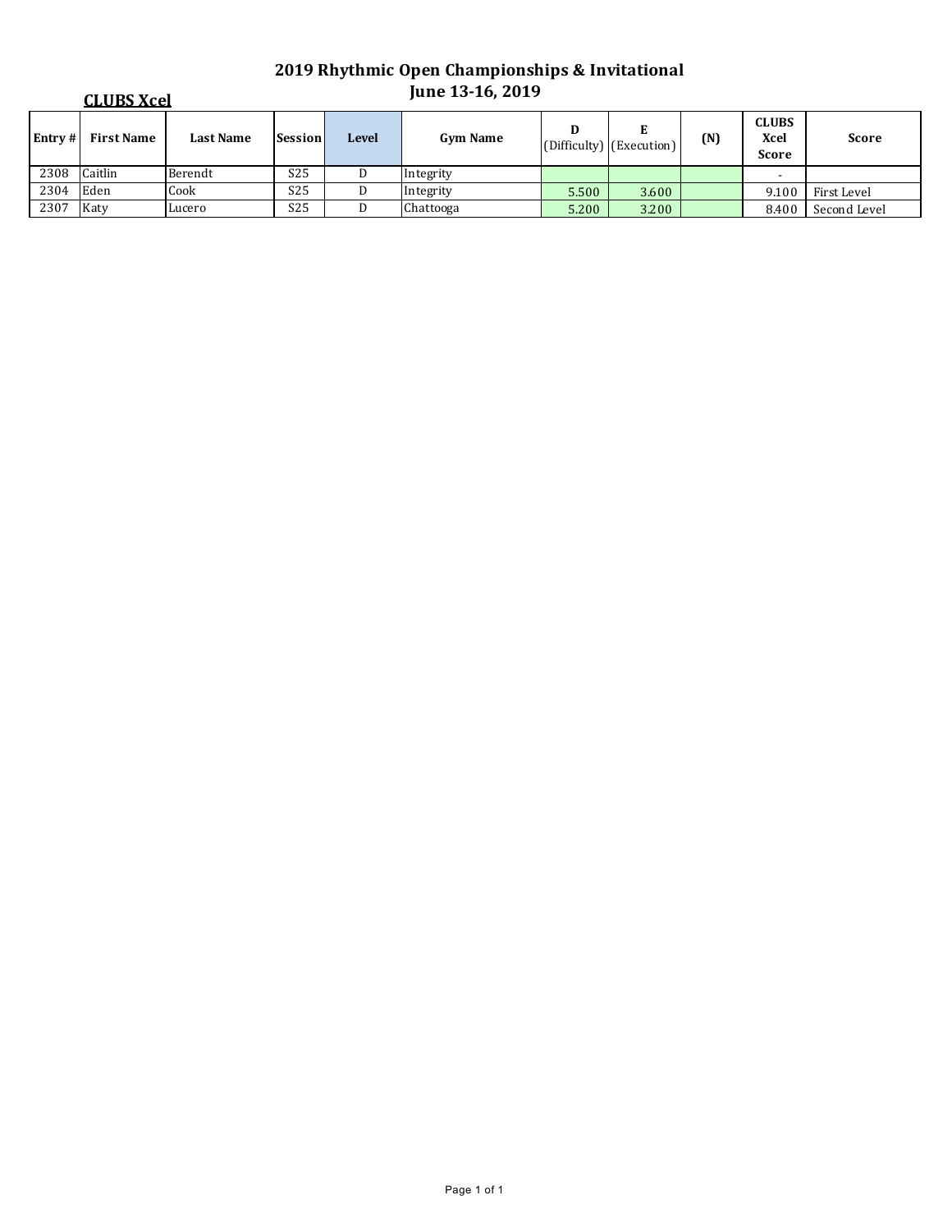# 2019 Rhythmic Open Championships & Invitational
## June 13-16, 2019

**CLUBS Xcel**

| Entry # | First Name | Last Name | Session | Level | Gym Name | D (Difficulty) | E (Execution) | (N) | CLUBS Xcel Score | Score |
|---|---|---|---|---|---|---|---|---|---|---|
| 2308 | Caitlin | Berendt | S25 | D | Integrity | | | | - | |
| 2304 | Eden | Cook | S25 | D | Integrity | 5.500 | 3.600 | | 9.100 | First Level |
| 2307 | Katy | Lucero | S25 | D | Chattooga | 5.200 | 3.200 | | 8.400 | Second Level |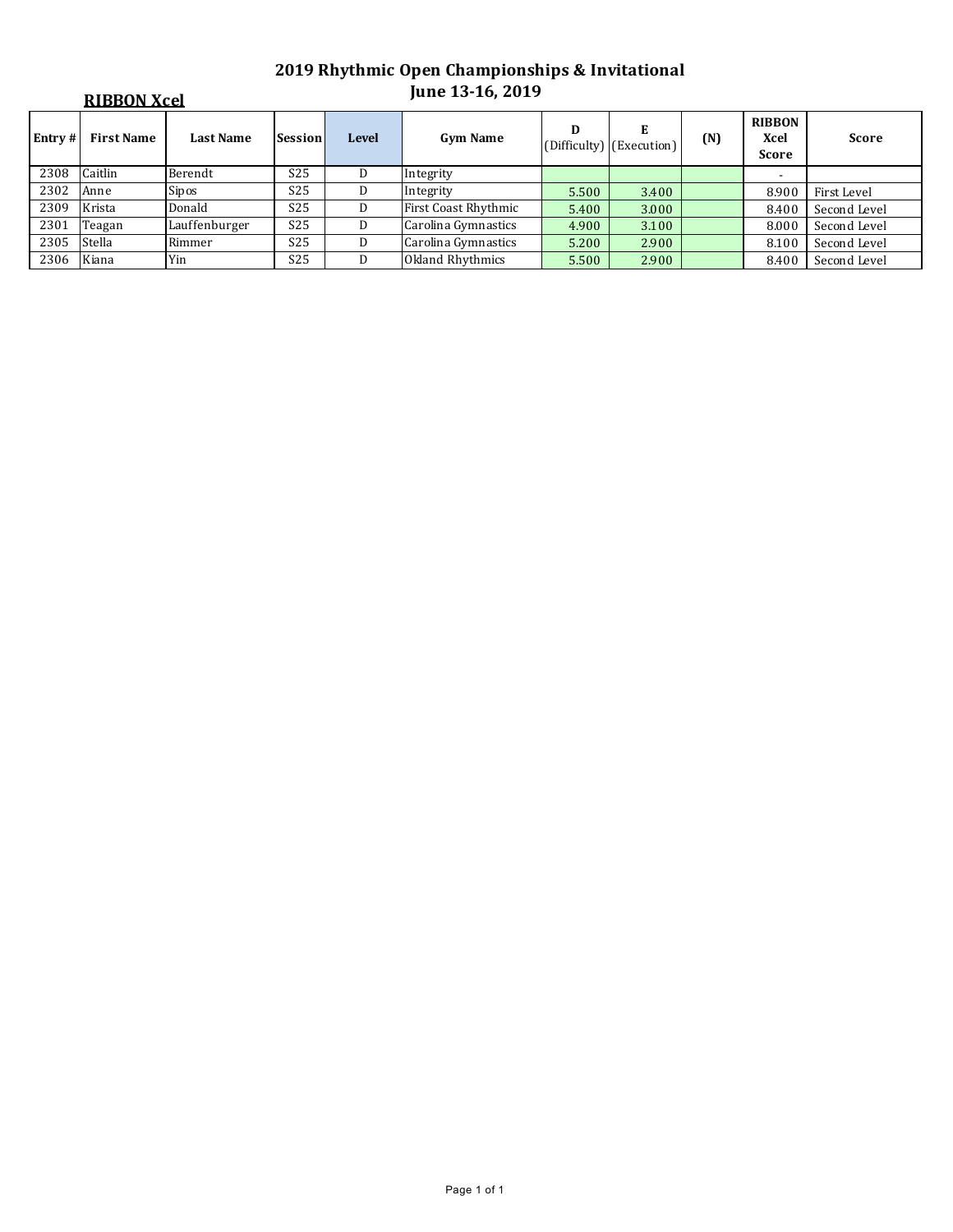# 2019 Rhythmic Open Championships & Invitational
## June 13-16, 2019

**RIBBON Xcel**

| Entry # | First Name | Last Name | Session | Level | Gym Name | D (Difficulty) | E (Execution) | (N) | RIBBON Xcel Score | Score |
|---|---|---|---|---|---|---|---|---|---|---|
| 2308 | Caitlin | Berendt | S25 | D | Integrity | | | | - | |
| 2302 | Anne | Sipos | S25 | D | Integrity | 5.500 | 3.400 | | 8.900 | First Level |
| 2309 | Krista | Donald | S25 | D | First Coast Rhythmic | 5.400 | 3.000 | | 8.400 | Second Level |
| 2301 | Teagan | Lauffenburger | S25 | D | Carolina Gymnastics | 4.900 | 3.100 | | 8.000 | Second Level |
| 2305 | Stella | Rimmer | S25 | D | Carolina Gymnastics | 5.200 | 2.900 | | 8.100 | Second Level |
| 2306 | Kiana | Yin | S25 | D | Okland Rhythmics | 5.500 | 2.900 | | 8.400 | Second Level |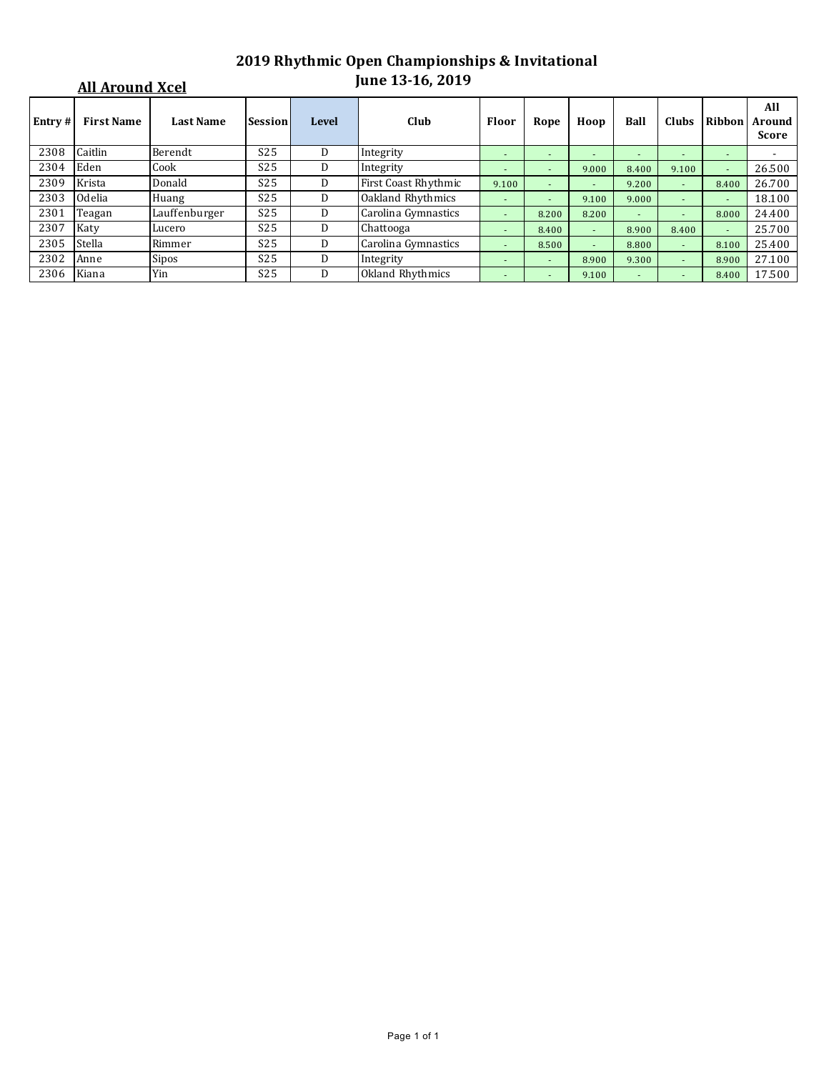# 2019 Rhythmic Open Championships & Invitational
## June 13-16, 2019

**All Around Xcel**

| Entry # | First Name | Last Name | Session | Level | Club | Floor | Rope | Hoop | Ball | Clubs | Ribbon | All Around Score |
|---|---|---|---|---|---|---|---|---|---|---|---|---|
| 2308 | Caitlin | Berendt | S25 | D | Integrity | - | - | - | - | - | - | - |
| 2304 | Eden | Cook | S25 | D | Integrity | - | - | 9.000 | 8.400 | 9.100 | - | 26.500 |
| 2309 | Krista | Donald | S25 | D | First Coast Rhythmic | 9.100 | - | - | 9.200 | - | 8.400 | 26.700 |
| 2303 | Odelia | Huang | S25 | D | Oakland Rhythmics | - | - | 9.100 | 9.000 | - | - | 18.100 |
| 2301 | Teagan | Lauffenburger | S25 | D | Carolina Gymnastics | - | 8.200 | 8.200 | - | - | 8.000 | 24.400 |
| 2307 | Katy | Lucero | S25 | D | Chattooga | - | 8.400 | - | 8.900 | 8.400 | - | 25.700 |
| 2305 | Stella | Rimmer | S25 | D | Carolina Gymnastics | - | 8.500 | - | 8.800 | - | 8.100 | 25.400 |
| 2302 | Anne | Sipos | S25 | D | Integrity | - | - | 8.900 | 9.300 | - | 8.900 | 27.100 |
| 2306 | Kiana | Yin | S25 | D | Okland Rhythmics | - | - | 9.100 | - | - | 8.400 | 17.500 |